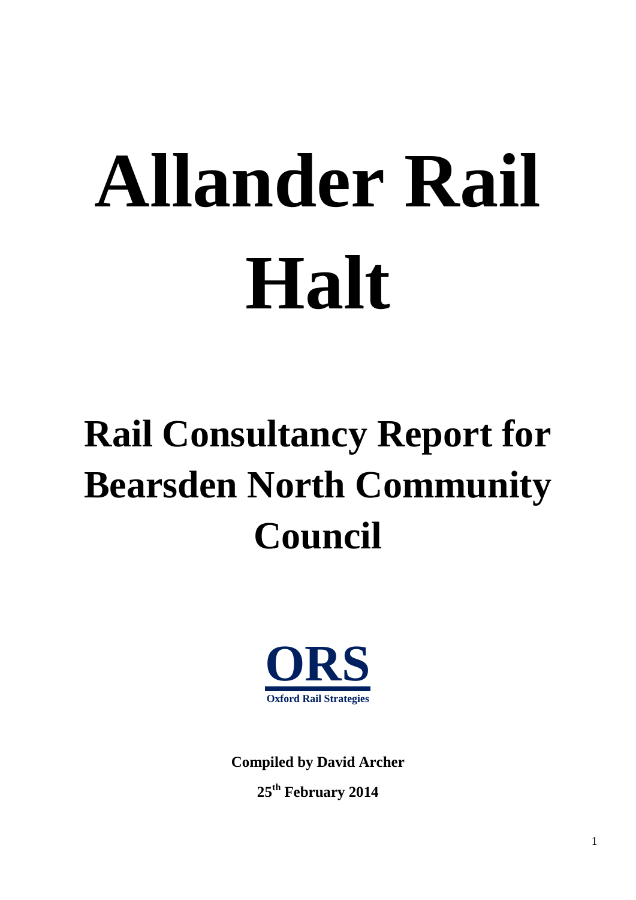# Allander Rail Halt

## Rail Consultancy Report for Bearsden North Community Council

**ORS**

**Oxford Rail Strategies**

**Compiled by David Archer**

**25th February 2014**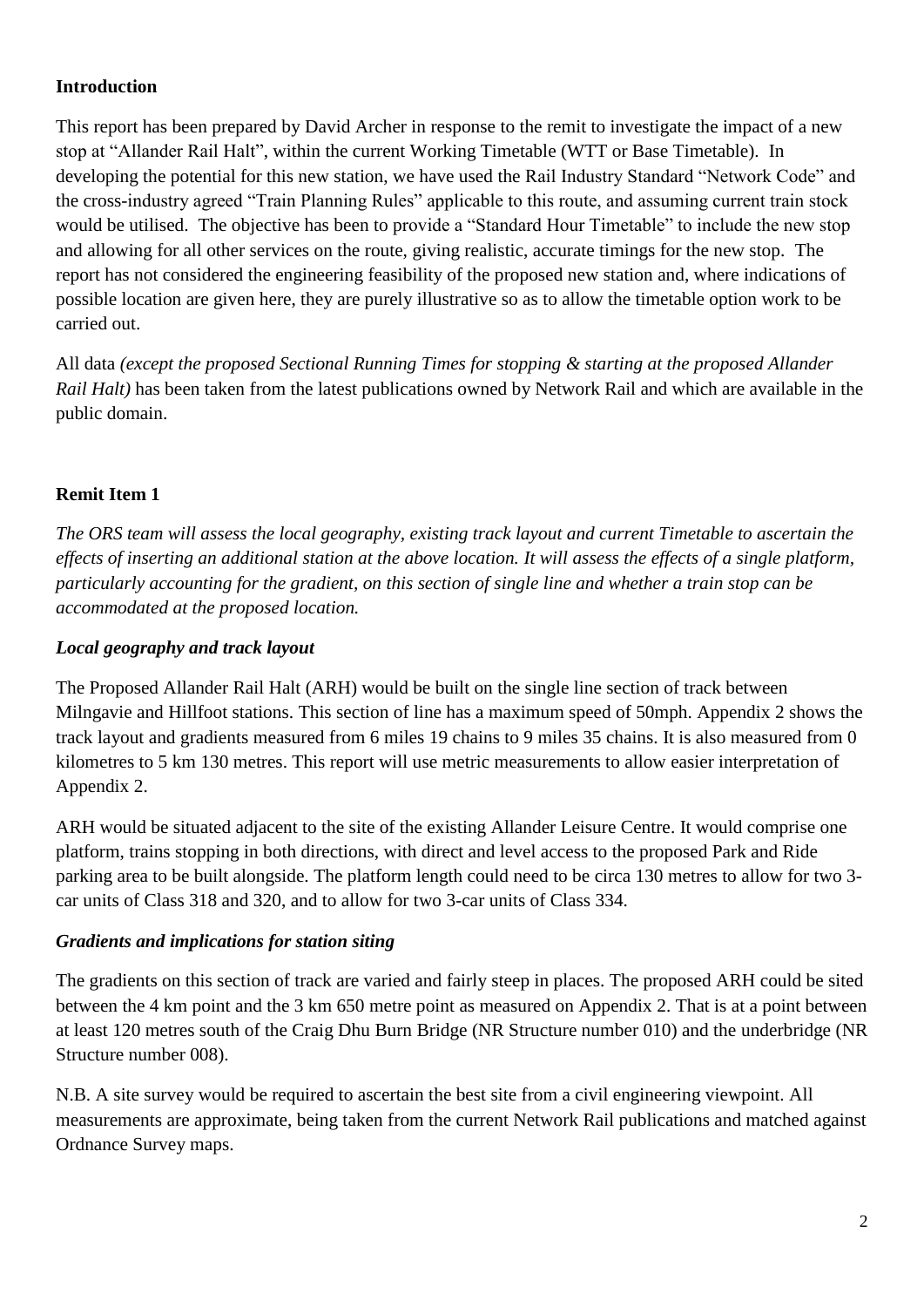## Introduction

This report has been prepared by David Archer in response to the remit to investigate the impact of a new stop at "Allander Rail Halt", within the current Working Timetable (WTT or Base Timetable). In developing the potential for this new station, we have used the Rail Industry Standard "Network Code" and the cross-industry agreed "Train Planning Rules" applicable to this route, and assuming current train stock would be utilised. The objective has been to provide a "Standard Hour Timetable" to include the new stop and allowing for all other services on the route, giving realistic, accurate timings for the new stop. The report has not considered the engineering feasibility of the proposed new station and, where indications of possible location are given here, they are purely illustrative so as to allow the timetable option work to be carried out.

All data *(except the proposed Sectional Running Times for stopping & starting at the proposed Allander Rail Halt)* has been taken from the latest publications owned by Network Rail and which are available in the public domain.

## Remit Item 1

*The ORS team will assess the local geography, existing track layout and current Timetable to ascertain the effects of inserting an additional station at the above location. It will assess the effects of a single platform, particularly accounting for the gradient, on this section of single line and whether a train stop can be accommodated at the proposed location.*

### *Local geography and track layout*

The Proposed Allander Rail Halt (ARH) would be built on the single line section of track between Milngavie and Hillfoot stations. This section of line has a maximum speed of 50mph. Appendix 2 shows the track layout and gradients measured from 6 miles 19 chains to 9 miles 35 chains. It is also measured from 0 kilometres to 5 km 130 metres. This report will use metric measurements to allow easier interpretation of Appendix 2.

ARH would be situated adjacent to the site of the existing Allander Leisure Centre. It would comprise one platform, trains stopping in both directions, with direct and level access to the proposed Park and Ride parking area to be built alongside. The platform length could need to be circa 130 metres to allow for two 3-car units of Class 318 and 320, and to allow for two 3-car units of Class 334.

### *Gradients and implications for station siting*

The gradients on this section of track are varied and fairly steep in places. The proposed ARH could be sited between the 4 km point and the 3 km 650 metre point as measured on Appendix 2. That is at a point between at least 120 metres south of the Craig Dhu Burn Bridge (NR Structure number 010) and the underbridge (NR Structure number 008).

N.B. A site survey would be required to ascertain the best site from a civil engineering viewpoint. All measurements are approximate, being taken from the current Network Rail publications and matched against Ordnance Survey maps.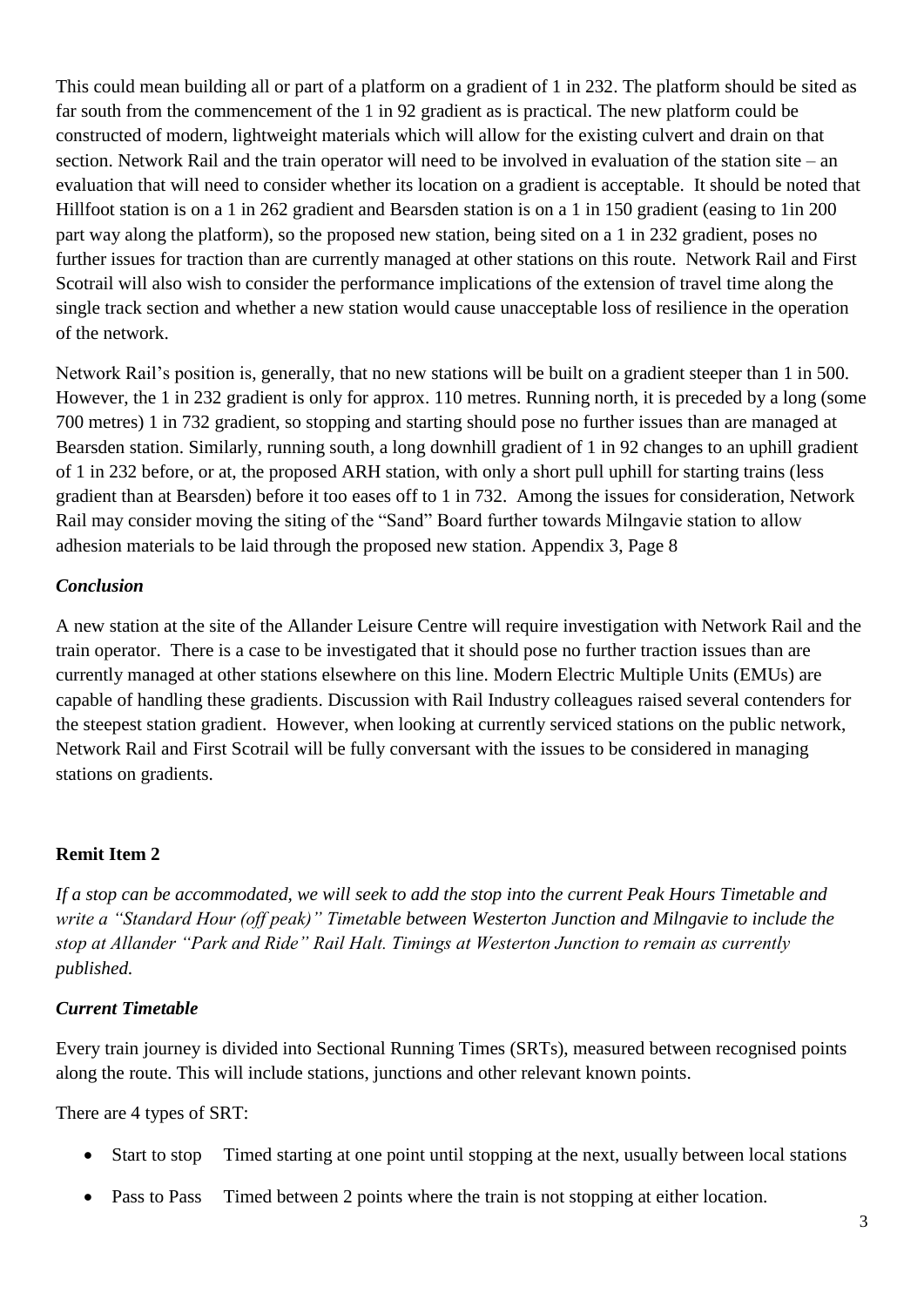This could mean building all or part of a platform on a gradient of 1 in 232. The platform should be sited as far south from the commencement of the 1 in 92 gradient as is practical. The new platform could be constructed of modern, lightweight materials which will allow for the existing culvert and drain on that section. Network Rail and the train operator will need to be involved in evaluation of the station site – an evaluation that will need to consider whether its location on a gradient is acceptable. It should be noted that Hillfoot station is on a 1 in 262 gradient and Bearsden station is on a 1 in 150 gradient (easing to 1in 200 part way along the platform), so the proposed new station, being sited on a 1 in 232 gradient, poses no further issues for traction than are currently managed at other stations on this route. Network Rail and First Scotrail will also wish to consider the performance implications of the extension of travel time along the single track section and whether a new station would cause unacceptable loss of resilience in the operation of the network.

Network Rail's position is, generally, that no new stations will be built on a gradient steeper than 1 in 500. However, the 1 in 232 gradient is only for approx. 110 metres. Running north, it is preceded by a long (some 700 metres) 1 in 732 gradient, so stopping and starting should pose no further issues than are managed at Bearsden station. Similarly, running south, a long downhill gradient of 1 in 92 changes to an uphill gradient of 1 in 232 before, or at, the proposed ARH station, with only a short pull uphill for starting trains (less gradient than at Bearsden) before it too eases off to 1 in 732. Among the issues for consideration, Network Rail may consider moving the siting of the "Sand" Board further towards Milngavie station to allow adhesion materials to be laid through the proposed new station. Appendix 3, Page 8

### *Conclusion*

A new station at the site of the Allander Leisure Centre will require investigation with Network Rail and the train operator. There is a case to be investigated that it should pose no further traction issues than are currently managed at other stations elsewhere on this line. Modern Electric Multiple Units (EMUs) are capable of handling these gradients. Discussion with Rail Industry colleagues raised several contenders for the steepest station gradient. However, when looking at currently serviced stations on the public network, Network Rail and First Scotrail will be fully conversant with the issues to be considered in managing stations on gradients.

## **Remit Item 2**

*If a stop can be accommodated, we will seek to add the stop into the current Peak Hours Timetable and write a "Standard Hour (off peak)" Timetable between Westerton Junction and Milngavie to include the stop at Allander "Park and Ride" Rail Halt. Timings at Westerton Junction to remain as currently published.*

### *Current Timetable*

Every train journey is divided into Sectional Running Times (SRTs), measured between recognised points along the route. This will include stations, junctions and other relevant known points.

There are 4 types of SRT:

- Start to stop  Timed starting at one point until stopping at the next, usually between local stations
- Pass to Pass  Timed between 2 points where the train is not stopping at either location.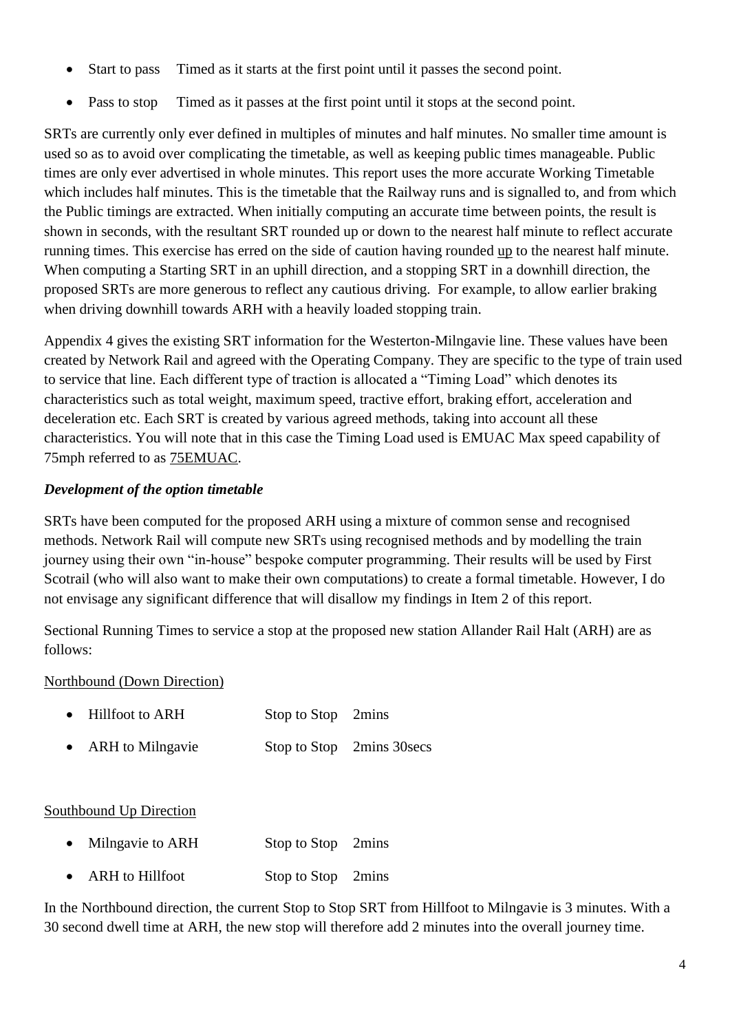- Start to pass  Timed as it starts at the first point until it passes the second point.
- Pass to stop  Timed as it passes at the first point until it stops at the second point.

SRTs are currently only ever defined in multiples of minutes and half minutes. No smaller time amount is used so as to avoid over complicating the timetable, as well as keeping public times manageable. Public times are only ever advertised in whole minutes. This report uses the more accurate Working Timetable which includes half minutes. This is the timetable that the Railway runs and is signalled to, and from which the Public timings are extracted. When initially computing an accurate time between points, the result is shown in seconds, with the resultant SRT rounded up or down to the nearest half minute to reflect accurate running times. This exercise has erred on the side of caution having rounded up to the nearest half minute. When computing a Starting SRT in an uphill direction, and a stopping SRT in a downhill direction, the proposed SRTs are more generous to reflect any cautious driving. For example, to allow earlier braking when driving downhill towards ARH with a heavily loaded stopping train.

Appendix 4 gives the existing SRT information for the Westerton-Milngavie line. These values have been created by Network Rail and agreed with the Operating Company. They are specific to the type of train used to service that line. Each different type of traction is allocated a "Timing Load" which denotes its characteristics such as total weight, maximum speed, tractive effort, braking effort, acceleration and deceleration etc. Each SRT is created by various agreed methods, taking into account all these characteristics. You will note that in this case the Timing Load used is EMUAC Max speed capability of 75mph referred to as 75EMUAC.

***Development of the option timetable***

SRTs have been computed for the proposed ARH using a mixture of common sense and recognised methods. Network Rail will compute new SRTs using recognised methods and by modelling the train journey using their own "in-house" bespoke computer programming. Their results will be used by First Scotrail (who will also want to make their own computations) to create a formal timetable. However, I do not envisage any significant difference that will disallow my findings in Item 2 of this report.

Sectional Running Times to service a stop at the proposed new station Allander Rail Halt (ARH) are as follows:

Northbound (Down Direction)

- Hillfoot to ARH  Stop to Stop  2mins
- ARH to Milngavie  Stop to Stop  2mins 30secs

Southbound Up Direction

- Milngavie to ARH  Stop to Stop  2mins
- ARH to Hillfoot  Stop to Stop  2mins

In the Northbound direction, the current Stop to Stop SRT from Hillfoot to Milngavie is 3 minutes. With a 30 second dwell time at ARH, the new stop will therefore add 2 minutes into the overall journey time.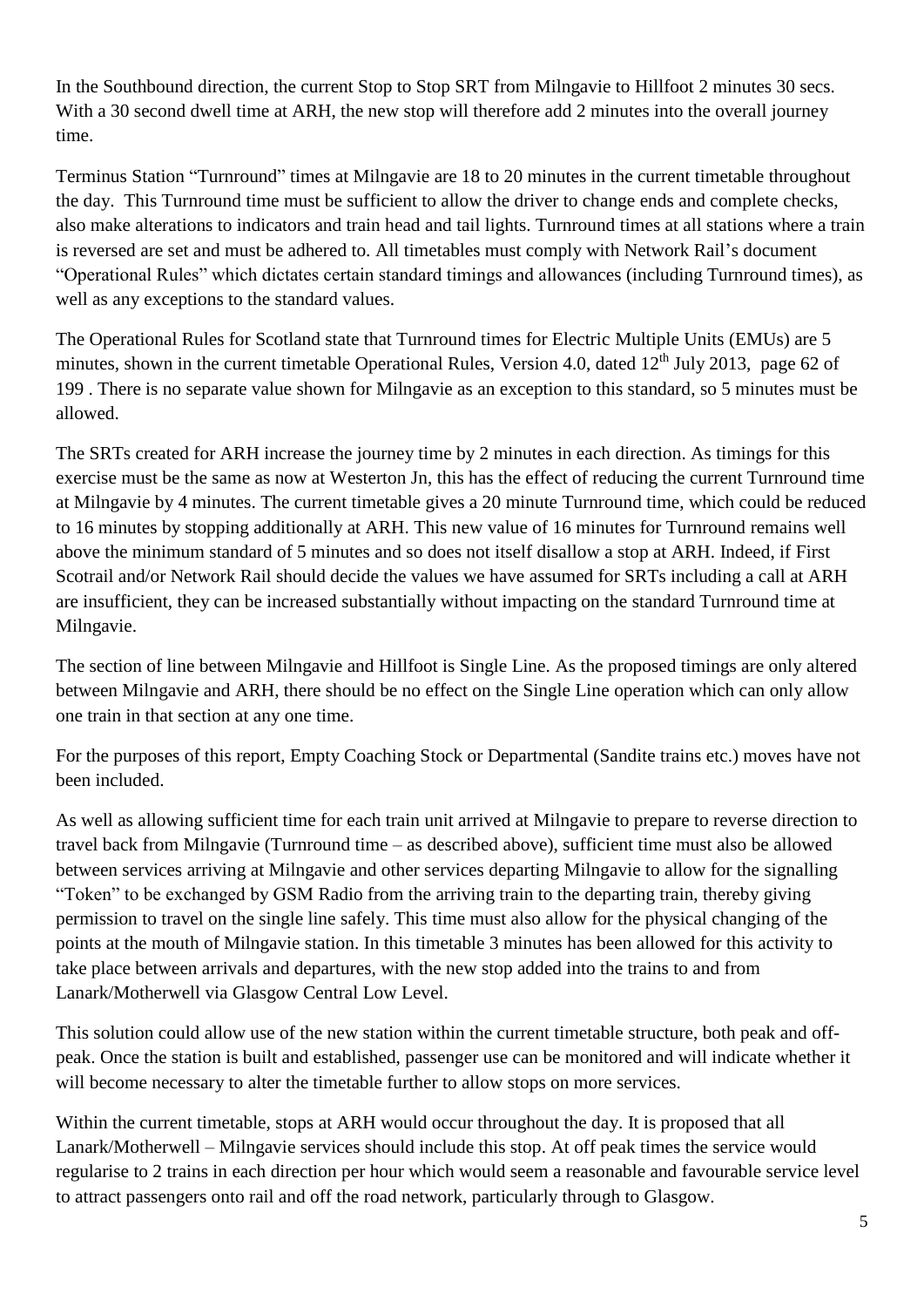In the Southbound direction, the current Stop to Stop SRT from Milngavie to Hillfoot 2 minutes 30 secs. With a 30 second dwell time at ARH, the new stop will therefore add 2 minutes into the overall journey time.

Terminus Station "Turnround" times at Milngavie are 18 to 20 minutes in the current timetable throughout the day. This Turnround time must be sufficient to allow the driver to change ends and complete checks, also make alterations to indicators and train head and tail lights. Turnround times at all stations where a train is reversed are set and must be adhered to. All timetables must comply with Network Rail's document "Operational Rules" which dictates certain standard timings and allowances (including Turnround times), as well as any exceptions to the standard values.

The Operational Rules for Scotland state that Turnround times for Electric Multiple Units (EMUs) are 5 minutes, shown in the current timetable Operational Rules, Version 4.0, dated 12th July 2013, page 62 of 199 . There is no separate value shown for Milngavie as an exception to this standard, so 5 minutes must be allowed.

The SRTs created for ARH increase the journey time by 2 minutes in each direction. As timings for this exercise must be the same as now at Westerton Jn, this has the effect of reducing the current Turnround time at Milngavie by 4 minutes. The current timetable gives a 20 minute Turnround time, which could be reduced to 16 minutes by stopping additionally at ARH. This new value of 16 minutes for Turnround remains well above the minimum standard of 5 minutes and so does not itself disallow a stop at ARH. Indeed, if First Scotrail and/or Network Rail should decide the values we have assumed for SRTs including a call at ARH are insufficient, they can be increased substantially without impacting on the standard Turnround time at Milngavie.

The section of line between Milngavie and Hillfoot is Single Line. As the proposed timings are only altered between Milngavie and ARH, there should be no effect on the Single Line operation which can only allow one train in that section at any one time.

For the purposes of this report, Empty Coaching Stock or Departmental (Sandite trains etc.) moves have not been included.

As well as allowing sufficient time for each train unit arrived at Milngavie to prepare to reverse direction to travel back from Milngavie (Turnround time – as described above), sufficient time must also be allowed between services arriving at Milngavie and other services departing Milngavie to allow for the signalling "Token" to be exchanged by GSM Radio from the arriving train to the departing train, thereby giving permission to travel on the single line safely. This time must also allow for the physical changing of the points at the mouth of Milngavie station. In this timetable 3 minutes has been allowed for this activity to take place between arrivals and departures, with the new stop added into the trains to and from Lanark/Motherwell via Glasgow Central Low Level.

This solution could allow use of the new station within the current timetable structure, both peak and off-peak. Once the station is built and established, passenger use can be monitored and will indicate whether it will become necessary to alter the timetable further to allow stops on more services.

Within the current timetable, stops at ARH would occur throughout the day. It is proposed that all Lanark/Motherwell – Milngavie services should include this stop. At off peak times the service would regularise to 2 trains in each direction per hour which would seem a reasonable and favourable service level to attract passengers onto rail and off the road network, particularly through to Glasgow.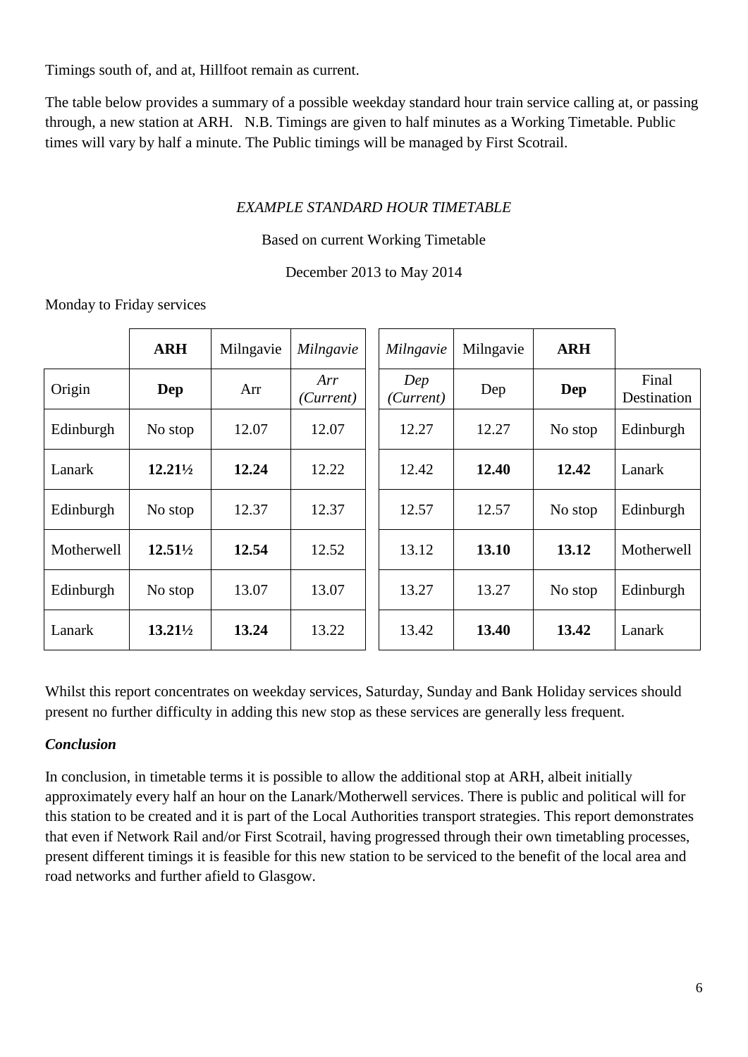Timings south of, and at, Hillfoot remain as current.

The table below provides a summary of a possible weekday standard hour train service calling at, or passing through, a new station at ARH. N.B. Timings are given to half minutes as a Working Timetable. Public times will vary by half a minute. The Public timings will be managed by First Scotrail.

*EXAMPLE STANDARD HOUR TIMETABLE*

Based on current Working Timetable

December 2013 to May 2014

Monday to Friday services

| | **ARH** | Milngavie | *Milngavie* | *Milngavie* | Milngavie | **ARH** | |
|---|---|---|---|---|---|---|---|
| Origin | **Dep** | Arr | *Arr (Current)* | *Dep (Current)* | Dep | **Dep** | Final Destination |
| Edinburgh | No stop | 12.07 | 12.07 | 12.27 | 12.27 | No stop | Edinburgh |
| Lanark | **12.21½** | **12.24** | 12.22 | 12.42 | **12.40** | **12.42** | Lanark |
| Edinburgh | No stop | 12.37 | 12.37 | 12.57 | 12.57 | No stop | Edinburgh |
| Motherwell | **12.51½** | **12.54** | 12.52 | 13.12 | **13.10** | **13.12** | Motherwell |
| Edinburgh | No stop | 13.07 | 13.07 | 13.27 | 13.27 | No stop | Edinburgh |
| Lanark | **13.21½** | **13.24** | 13.22 | 13.42 | **13.40** | **13.42** | Lanark |

Whilst this report concentrates on weekday services, Saturday, Sunday and Bank Holiday services should present no further difficulty in adding this new stop as these services are generally less frequent.

***Conclusion***

In conclusion, in timetable terms it is possible to allow the additional stop at ARH, albeit initially approximately every half an hour on the Lanark/Motherwell services. There is public and political will for this station to be created and it is part of the Local Authorities transport strategies. This report demonstrates that even if Network Rail and/or First Scotrail, having progressed through their own timetabling processes, present different timings it is feasible for this new station to be serviced to the benefit of the local area and road networks and further afield to Glasgow.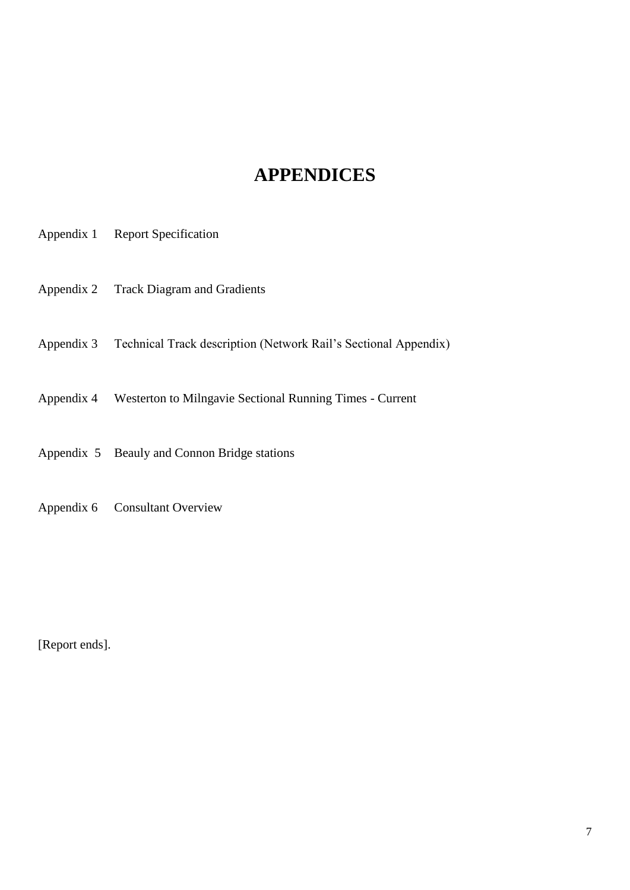# APPENDICES

Appendix 1 Report Specification

Appendix 2 Track Diagram and Gradients

Appendix 3 Technical Track description (Network Rail's Sectional Appendix)

Appendix 4 Westerton to Milngavie Sectional Running Times - Current

Appendix 5 Beauly and Connon Bridge stations

Appendix 6 Consultant Overview

[Report ends].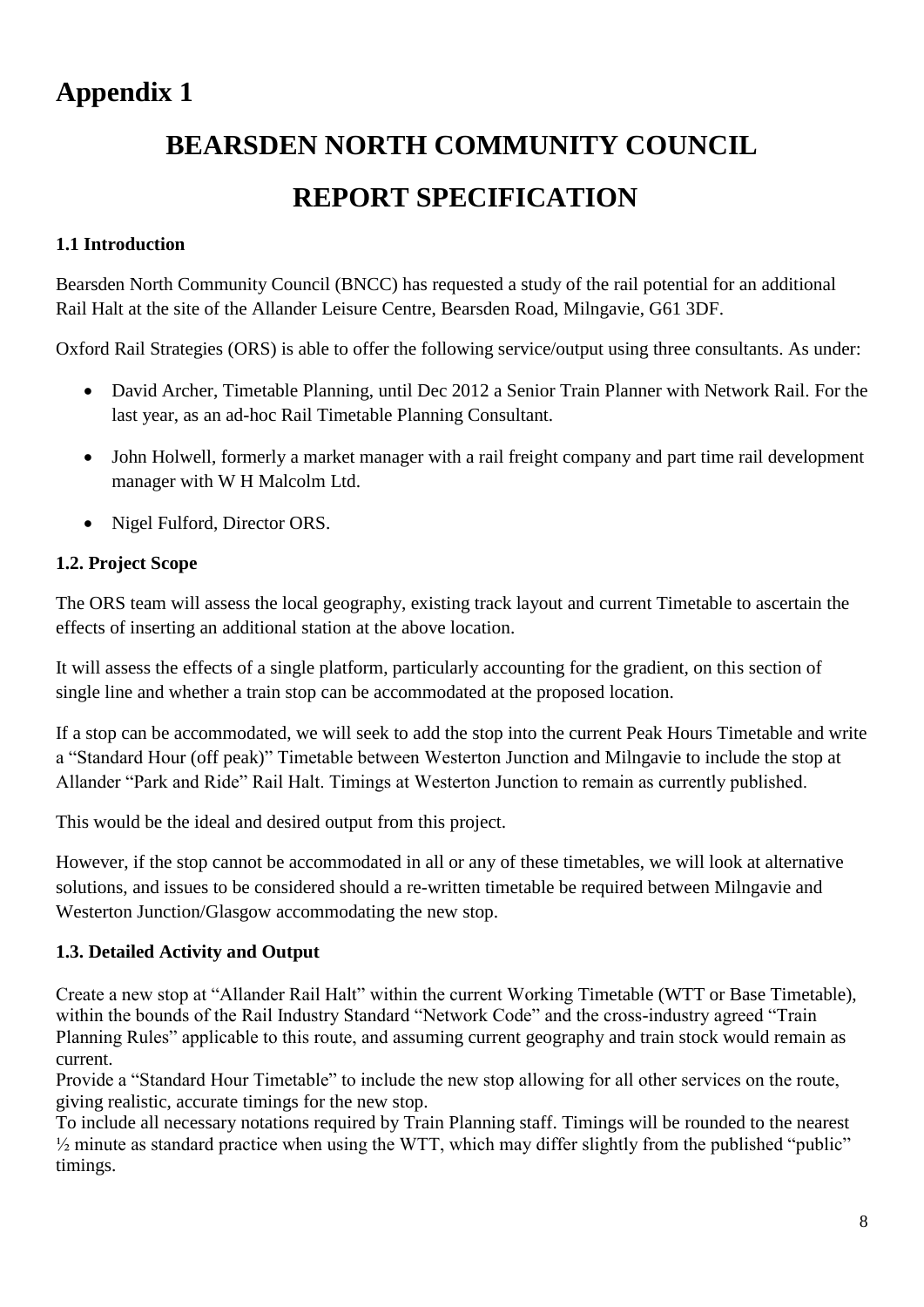# Appendix 1

# BEARSDEN NORTH COMMUNITY COUNCIL

# REPORT SPECIFICATION

### 1.1 Introduction

Bearsden North Community Council (BNCC) has requested a study of the rail potential for an additional Rail Halt at the site of the Allander Leisure Centre, Bearsden Road, Milngavie, G61 3DF.

Oxford Rail Strategies (ORS) is able to offer the following service/output using three consultants. As under:

- David Archer, Timetable Planning, until Dec 2012 a Senior Train Planner with Network Rail. For the last year, as an ad-hoc Rail Timetable Planning Consultant.
- John Holwell, formerly a market manager with a rail freight company and part time rail development manager with W H Malcolm Ltd.
- Nigel Fulford, Director ORS.

### 1.2. Project Scope

The ORS team will assess the local geography, existing track layout and current Timetable to ascertain the effects of inserting an additional station at the above location.

It will assess the effects of a single platform, particularly accounting for the gradient, on this section of single line and whether a train stop can be accommodated at the proposed location.

If a stop can be accommodated, we will seek to add the stop into the current Peak Hours Timetable and write a "Standard Hour (off peak)" Timetable between Westerton Junction and Milngavie to include the stop at Allander "Park and Ride" Rail Halt. Timings at Westerton Junction to remain as currently published.

This would be the ideal and desired output from this project.

However, if the stop cannot be accommodated in all or any of these timetables, we will look at alternative solutions, and issues to be considered should a re-written timetable be required between Milngavie and Westerton Junction/Glasgow accommodating the new stop.

### 1.3. Detailed Activity and Output

Create a new stop at "Allander Rail Halt" within the current Working Timetable (WTT or Base Timetable), within the bounds of the Rail Industry Standard "Network Code" and the cross-industry agreed "Train Planning Rules" applicable to this route, and assuming current geography and train stock would remain as current.

Provide a "Standard Hour Timetable" to include the new stop allowing for all other services on the route, giving realistic, accurate timings for the new stop.

To include all necessary notations required by Train Planning staff. Timings will be rounded to the nearest ½ minute as standard practice when using the WTT, which may differ slightly from the published "public" timings.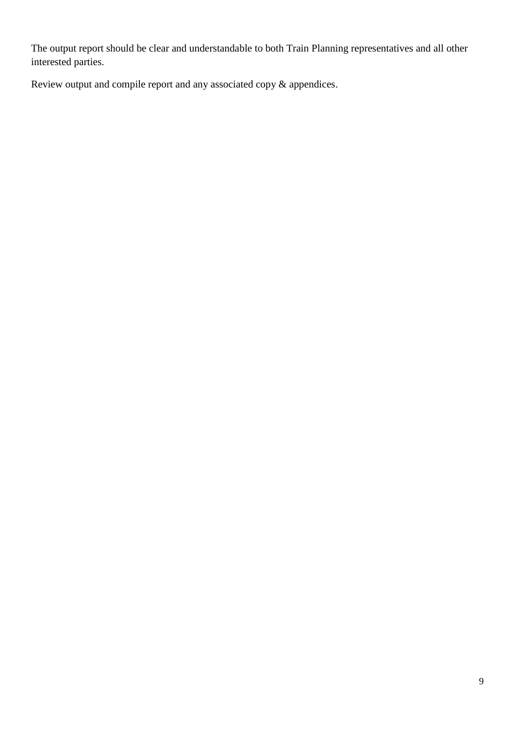The output report should be clear and understandable to both Train Planning representatives and all other interested parties.

Review output and compile report and any associated copy & appendices.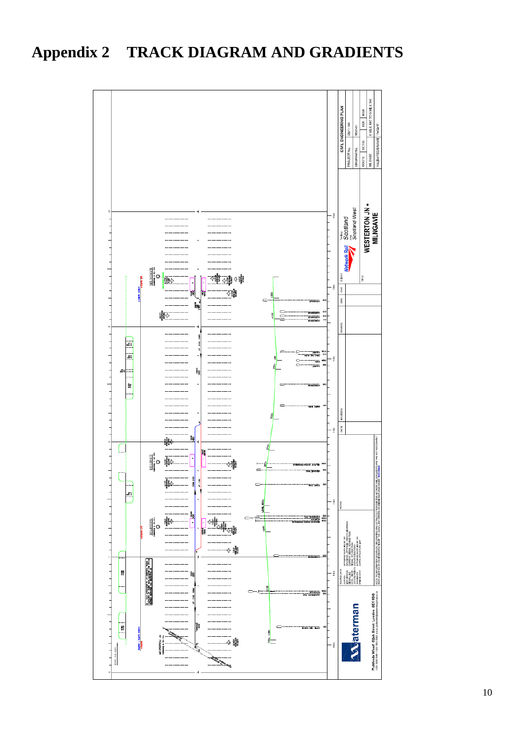# Appendix 2 TRACK DIAGRAM AND GRADIENTS

CIVIL ENGINEERING PLAN

PROJECT No. GMY1144

ROUTE SCT33

MILEAGE 0 MILE 0 to 10 MILE

Network Rail

Territory Scotland

Area Scotland West

TITLE WESTERTON JN - MILNGAVIE

MILNGAVIE

HILLFOOT

BEARSDEN

WESTERTON JN

Waterman

Pickfords Wharf Clink Street London SE1 9DG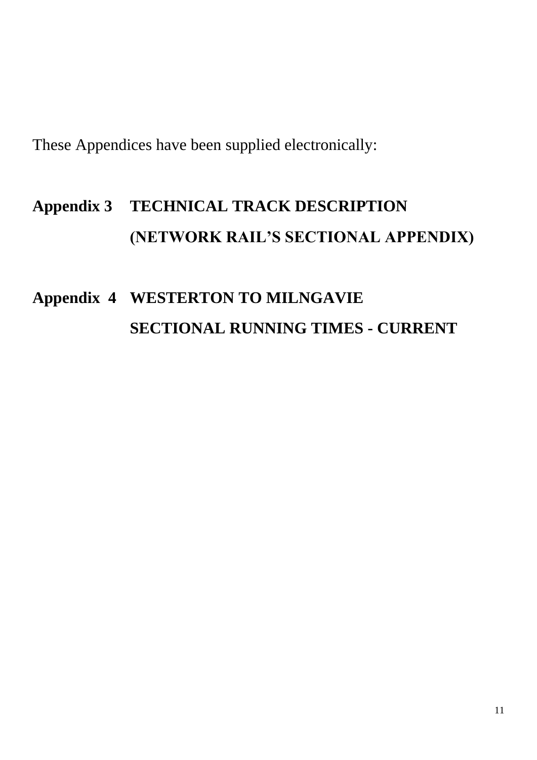These Appendices have been supplied electronically:

**Appendix 3 TECHNICAL TRACK DESCRIPTION (NETWORK RAIL'S SECTIONAL APPENDIX)**

**Appendix 4 WESTERTON TO MILNGAVIE SECTIONAL RUNNING TIMES - CURRENT**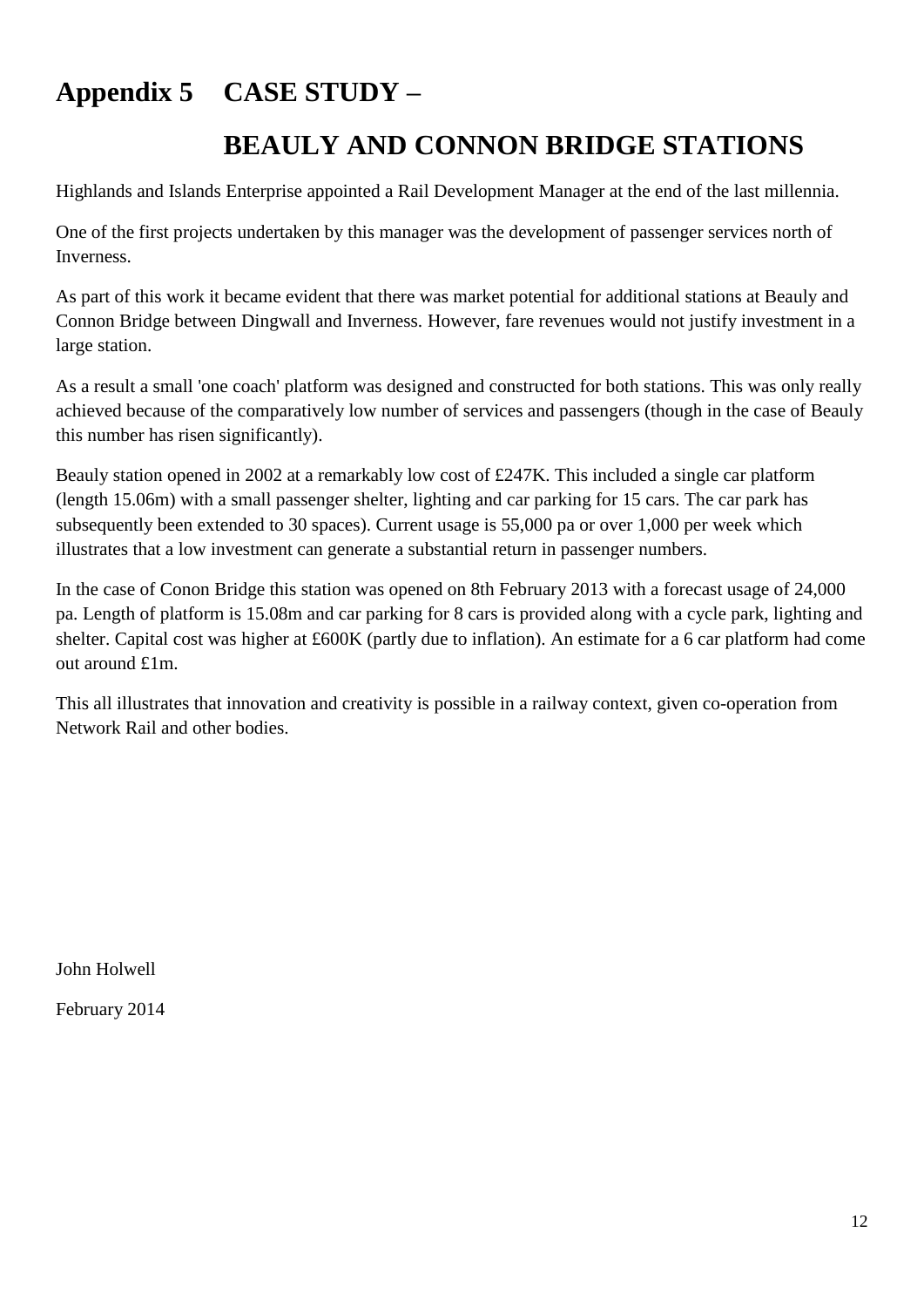# Appendix 5 CASE STUDY –

# BEAULY AND CONNON BRIDGE STATIONS

Highlands and Islands Enterprise appointed a Rail Development Manager at the end of the last millennia.

One of the first projects undertaken by this manager was the development of passenger services north of Inverness.

As part of this work it became evident that there was market potential for additional stations at Beauly and Connon Bridge between Dingwall and Inverness. However, fare revenues would not justify investment in a large station.

As a result a small 'one coach' platform was designed and constructed for both stations. This was only really achieved because of the comparatively low number of services and passengers (though in the case of Beauly this number has risen significantly).

Beauly station opened in 2002 at a remarkably low cost of £247K. This included a single car platform (length 15.06m) with a small passenger shelter, lighting and car parking for 15 cars. The car park has subsequently been extended to 30 spaces). Current usage is 55,000 pa or over 1,000 per week which illustrates that a low investment can generate a substantial return in passenger numbers.

In the case of Conon Bridge this station was opened on 8th February 2013 with a forecast usage of 24,000 pa. Length of platform is 15.08m and car parking for 8 cars is provided along with a cycle park, lighting and shelter. Capital cost was higher at £600K (partly due to inflation). An estimate for a 6 car platform had come out around £1m.

This all illustrates that innovation and creativity is possible in a railway context, given co-operation from Network Rail and other bodies.

John Holwell

February 2014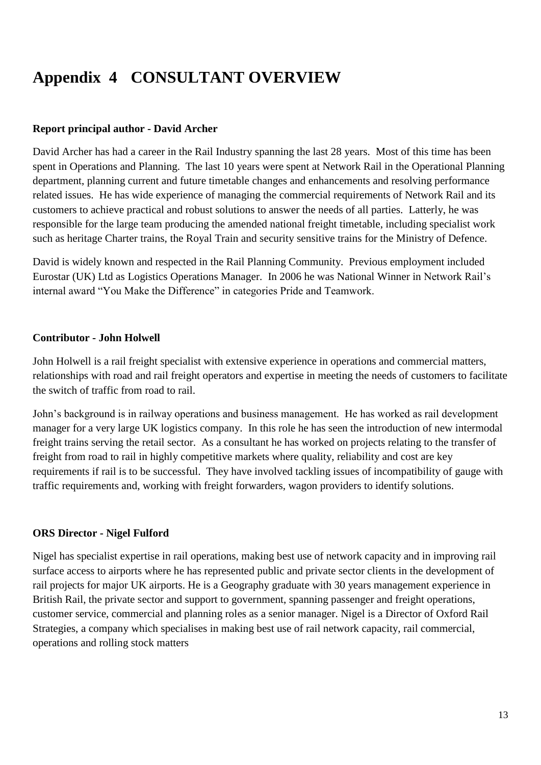# Appendix 4 CONSULTANT OVERVIEW

**Report principal author - David Archer**

David Archer has had a career in the Rail Industry spanning the last 28 years. Most of this time has been spent in Operations and Planning. The last 10 years were spent at Network Rail in the Operational Planning department, planning current and future timetable changes and enhancements and resolving performance related issues. He has wide experience of managing the commercial requirements of Network Rail and its customers to achieve practical and robust solutions to answer the needs of all parties. Latterly, he was responsible for the large team producing the amended national freight timetable, including specialist work such as heritage Charter trains, the Royal Train and security sensitive trains for the Ministry of Defence.

David is widely known and respected in the Rail Planning Community. Previous employment included Eurostar (UK) Ltd as Logistics Operations Manager. In 2006 he was National Winner in Network Rail's internal award "You Make the Difference" in categories Pride and Teamwork.

**Contributor - John Holwell**

John Holwell is a rail freight specialist with extensive experience in operations and commercial matters, relationships with road and rail freight operators and expertise in meeting the needs of customers to facilitate the switch of traffic from road to rail.

John's background is in railway operations and business management. He has worked as rail development manager for a very large UK logistics company. In this role he has seen the introduction of new intermodal freight trains serving the retail sector. As a consultant he has worked on projects relating to the transfer of freight from road to rail in highly competitive markets where quality, reliability and cost are key requirements if rail is to be successful. They have involved tackling issues of incompatibility of gauge with traffic requirements and, working with freight forwarders, wagon providers to identify solutions.

**ORS Director - Nigel Fulford**

Nigel has specialist expertise in rail operations, making best use of network capacity and in improving rail surface access to airports where he has represented public and private sector clients in the development of rail projects for major UK airports. He is a Geography graduate with 30 years management experience in British Rail, the private sector and support to government, spanning passenger and freight operations, customer service, commercial and planning roles as a senior manager. Nigel is a Director of Oxford Rail Strategies, a company which specialises in making best use of rail network capacity, rail commercial, operations and rolling stock matters